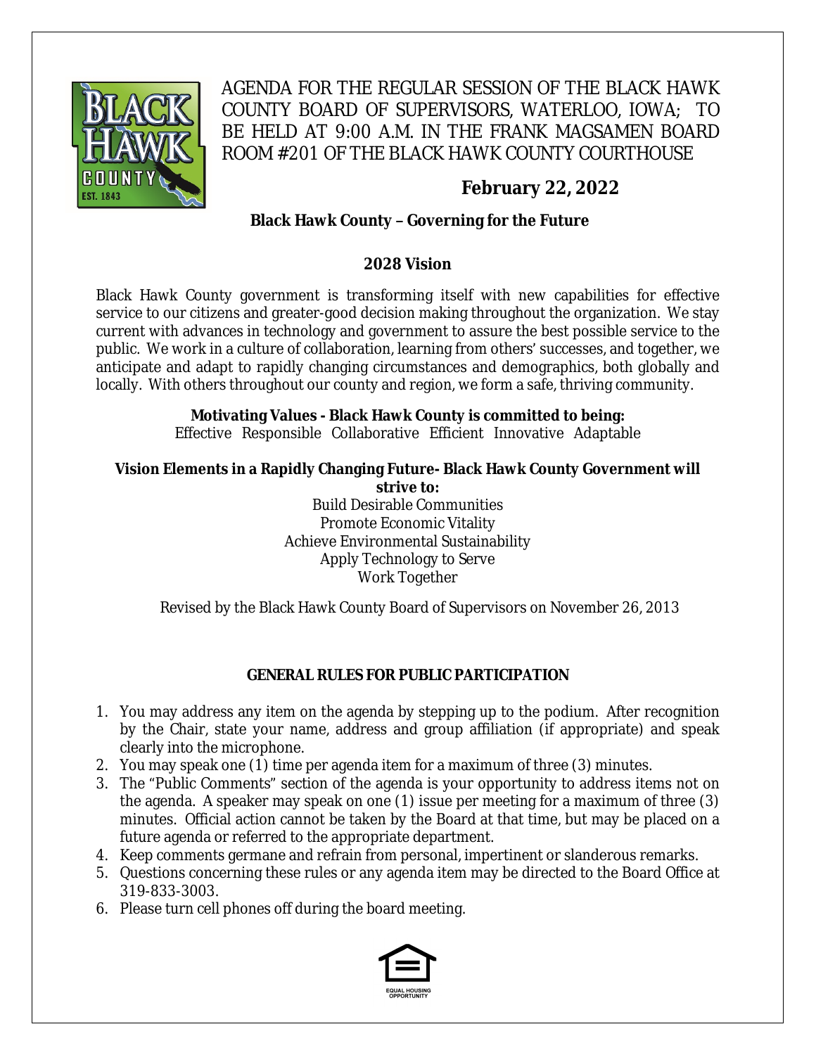AGENDA FOR THE REGULAR SESSION OF THE BLACK HAWK COUNTY BOARD OF SUPERVISORS, WATERLOO, IOWA; TO BE HELD AT 9:00 A.M. IN THE FRANK MAGSAMEN BOARD ROOM #201 OF THE BLACK HAWK COUNTY COURTHOUSE

**February 22, 2022**

**Black Hawk County – Governing for the Future**

## 2028 Vision

Black Hawk County government is transforming itself with new capabilities for effective service to our citizens and greater-good decision making throughout the organization. We stay current with advances in technology and government to assure the best possible service to the public. We work in a culture of collaboration, learning from others' successes, and together, we anticipate and adapt to rapidly changing circumstances and demographics, both globally and locally. With others throughout our county and region, we form a safe, thriving community.

**Motivating Values - Black Hawk County is committed to being:**
Effective Responsible Collaborative Efficient Innovative Adaptable

**Vision Elements in a Rapidly Changing Future- Black Hawk County Government will strive to:**

Build Desirable Communities
Promote Economic Vitality
Achieve Environmental Sustainability
Apply Technology to Serve
Work Together

Revised by the Black Hawk County Board of Supervisors on November 26, 2013

## GENERAL RULES FOR PUBLIC PARTICIPATION

1. You may address any item on the agenda by stepping up to the podium. After recognition by the Chair, state your name, address and group affiliation (if appropriate) and speak clearly into the microphone.
2. You may speak one (1) time per agenda item for a maximum of three (3) minutes.
3. The "Public Comments" section of the agenda is your opportunity to address items not on the agenda. A speaker may speak on one (1) issue per meeting for a maximum of three (3) minutes. Official action cannot be taken by the Board at that time, but may be placed on a future agenda or referred to the appropriate department.
4. Keep comments germane and refrain from personal, impertinent or slanderous remarks.
5. Questions concerning these rules or any agenda item may be directed to the Board Office at 319-833-3003.
6. Please turn cell phones off during the board meeting.

EQUAL HOUSING OPPORTUNITY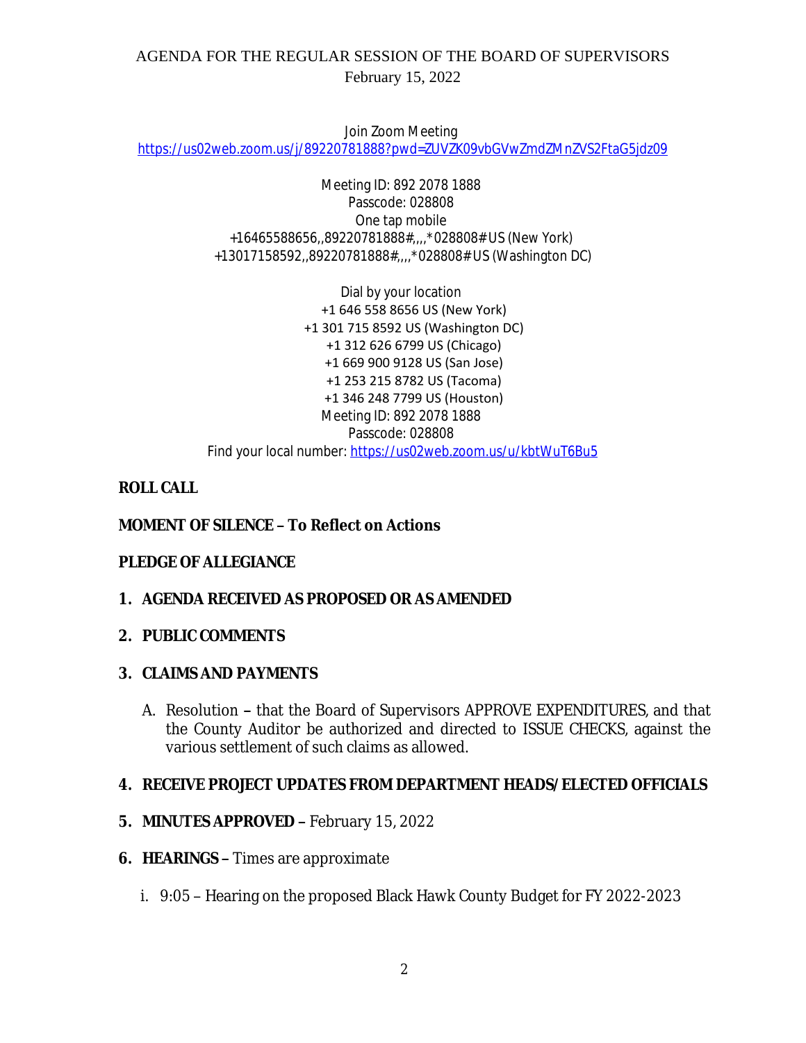AGENDA FOR THE REGULAR SESSION OF THE BOARD OF SUPERVISORS
February 15, 2022

Join Zoom Meeting
https://us02web.zoom.us/j/89220781888?pwd=ZUVZK09vbGVwZmdZMnZVS2FtaG5jdz09

Meeting ID: 892 2078 1888
Passcode: 028808
One tap mobile
+16465588656,,89220781888#,,,,*028808# US (New York)
+13017158592,,89220781888#,,,,*028808# US (Washington DC)

Dial by your location
+1 646 558 8656 US (New York)
+1 301 715 8592 US (Washington DC)
+1 312 626 6799 US (Chicago)
+1 669 900 9128 US (San Jose)
+1 253 215 8782 US (Tacoma)
+1 346 248 7799 US (Houston)
Meeting ID: 892 2078 1888
Passcode: 028808
Find your local number: https://us02web.zoom.us/u/kbtWuT6Bu5

**ROLL CALL**

**MOMENT OF SILENCE – To Reflect on Actions**

**PLEDGE OF ALLEGIANCE**

1. **AGENDA RECEIVED AS PROPOSED OR AS AMENDED**
2. **PUBLIC COMMENTS**
3. **CLAIMS AND PAYMENTS**
   A. Resolution **–** that the Board of Supervisors APPROVE EXPENDITURES, and that the County Auditor be authorized and directed to ISSUE CHECKS, against the various settlement of such claims as allowed.
4. **RECEIVE PROJECT UPDATES FROM DEPARTMENT HEADS/ELECTED OFFICIALS**
5. **MINUTES APPROVED –** February 15, 2022
6. **HEARINGS –** Times are approximate
   i. 9:05 – Hearing on the proposed Black Hawk County Budget for FY 2022-2023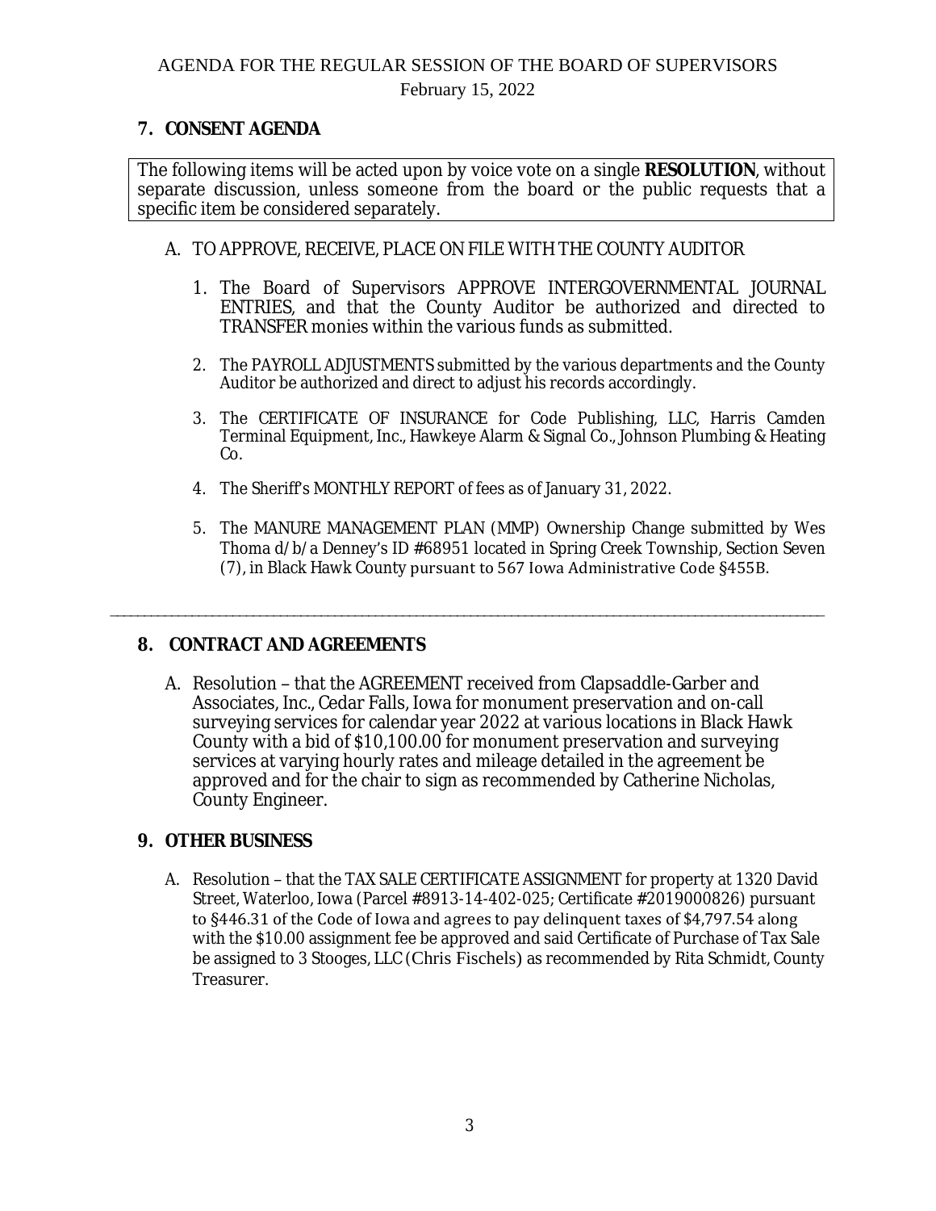## 7. CONSENT AGENDA

The following items will be acted upon by voice vote on a single **RESOLUTION**, without separate discussion, unless someone from the board or the public requests that a specific item be considered separately.

A. TO APPROVE, RECEIVE, PLACE ON FILE WITH THE COUNTY AUDITOR

1. The Board of Supervisors APPROVE INTERGOVERNMENTAL JOURNAL ENTRIES, and that the County Auditor be authorized and directed to TRANSFER monies within the various funds as submitted.

2. The PAYROLL ADJUSTMENTS submitted by the various departments and the County Auditor be authorized and direct to adjust his records accordingly.

3. The CERTIFICATE OF INSURANCE for Code Publishing, LLC, Harris Camden Terminal Equipment, Inc., Hawkeye Alarm & Signal Co., Johnson Plumbing & Heating Co.

4. The Sheriff's MONTHLY REPORT of fees as of January 31, 2022.

5. The MANURE MANAGEMENT PLAN (MMP) Ownership Change submitted by Wes Thoma d/b/a Denney's ID #68951 located in Spring Creek Township, Section Seven (7), in Black Hawk County pursuant to 567 Iowa Administrative Code §455B.

---

## 8. CONTRACT AND AGREEMENTS

A. Resolution – that the AGREEMENT received from Clapsaddle-Garber and Associates, Inc., Cedar Falls, Iowa for monument preservation and on-call surveying services for calendar year 2022 at various locations in Black Hawk County with a bid of $10,100.00 for monument preservation and surveying services at varying hourly rates and mileage detailed in the agreement be approved and for the chair to sign as recommended by Catherine Nicholas, County Engineer.

## 9. OTHER BUSINESS

A. Resolution – that the TAX SALE CERTIFICATE ASSIGNMENT for property at 1320 David Street, Waterloo, Iowa (Parcel #8913-14-402-025; Certificate #2019000826) pursuant to §446.31 of the Code of Iowa and agrees to pay delinquent taxes of $4,797.54 along with the $10.00 assignment fee be approved and said Certificate of Purchase of Tax Sale be assigned to 3 Stooges, LLC (Chris Fischels) as recommended by Rita Schmidt, County Treasurer.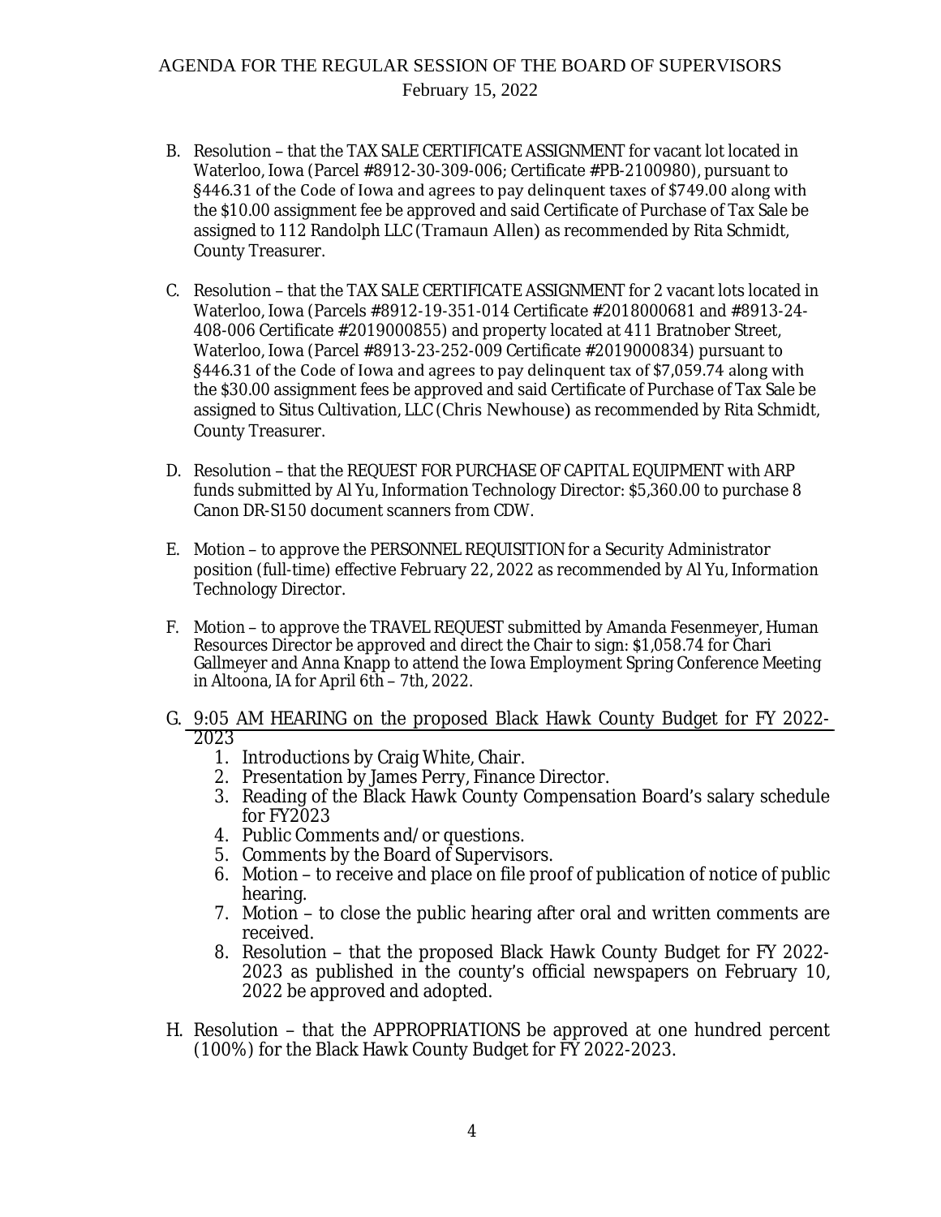B. Resolution – that the TAX SALE CERTIFICATE ASSIGNMENT for vacant lot located in Waterloo, Iowa (Parcel #8912-30-309-006; Certificate #PB-2100980), pursuant to §446.31 of the Code of Iowa and agrees to pay delinquent taxes of $749.00 along with the $10.00 assignment fee be approved and said Certificate of Purchase of Tax Sale be assigned to 112 Randolph LLC (Tramaun Allen) as recommended by Rita Schmidt, County Treasurer.

C. Resolution – that the TAX SALE CERTIFICATE ASSIGNMENT for 2 vacant lots located in Waterloo, Iowa (Parcels #8912-19-351-014 Certificate #2018000681 and #8913-24-408-006 Certificate #2019000855) and property located at 411 Bratnober Street, Waterloo, Iowa (Parcel #8913-23-252-009 Certificate #2019000834) pursuant to §446.31 of the Code of Iowa and agrees to pay delinquent tax of $7,059.74 along with the $30.00 assignment fees be approved and said Certificate of Purchase of Tax Sale be assigned to Situs Cultivation, LLC (Chris Newhouse) as recommended by Rita Schmidt, County Treasurer.

D. Resolution – that the REQUEST FOR PURCHASE OF CAPITAL EQUIPMENT with ARP funds submitted by Al Yu, Information Technology Director: $5,360.00 to purchase 8 Canon DR-S150 document scanners from CDW.

E. Motion – to approve the PERSONNEL REQUISITION for a Security Administrator position (full-time) effective February 22, 2022 as recommended by Al Yu, Information Technology Director.

F. Motion – to approve the TRAVEL REQUEST submitted by Amanda Fesenmeyer, Human Resources Director be approved and direct the Chair to sign: $1,058.74 for Chari Gallmeyer and Anna Knapp to attend the Iowa Employment Spring Conference Meeting in Altoona, IA for April 6th – 7th, 2022.

G. <u>9:05 AM HEARING on the proposed Black Hawk County Budget for FY 2022-2023</u>
   1. Introductions by Craig White, Chair.
   2. Presentation by James Perry, Finance Director.
   3. Reading of the Black Hawk County Compensation Board's salary schedule for FY2023
   4. Public Comments and/or questions.
   5. Comments by the Board of Supervisors.
   6. Motion – to receive and place on file proof of publication of notice of public hearing.
   7. Motion – to close the public hearing after oral and written comments are received.
   8. Resolution – that the proposed Black Hawk County Budget for FY 2022-2023 as published in the county's official newspapers on February 10, 2022 be approved and adopted.

H. Resolution – that the APPROPRIATIONS be approved at one hundred percent (100%) for the Black Hawk County Budget for FY 2022-2023.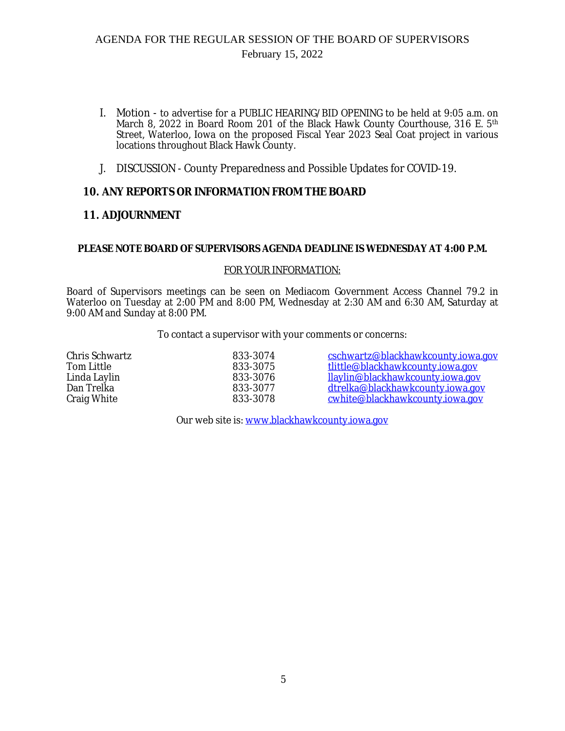AGENDA FOR THE REGULAR SESSION OF THE BOARD OF SUPERVISORS
February 15, 2022

I. Motion - to advertise for a PUBLIC HEARING/BID OPENING to be held at 9:05 a.m. on March 8, 2022 in Board Room 201 of the Black Hawk County Courthouse, 316 E. 5th Street, Waterloo, Iowa on the proposed Fiscal Year 2023 Seal Coat project in various locations throughout Black Hawk County.

J. DISCUSSION - County Preparedness and Possible Updates for COVID-19.

## 10. ANY REPORTS OR INFORMATION FROM THE BOARD

## 11. ADJOURNMENT

**PLEASE NOTE BOARD OF SUPERVISORS AGENDA DEADLINE IS WEDNESDAY AT 4:00 P.M.**

FOR YOUR INFORMATION:

Board of Supervisors meetings can be seen on Mediacom Government Access Channel 79.2 in Waterloo on Tuesday at 2:00 PM and 8:00 PM, Wednesday at 2:30 AM and 6:30 AM, Saturday at 9:00 AM and Sunday at 8:00 PM.

To contact a supervisor with your comments or concerns:

| | | |
|---|---|---|
| Chris Schwartz | 833-3074 | cschwartz@blackhawkcounty.iowa.gov |
| Tom Little | 833-3075 | tlittle@blackhawkcounty.iowa.gov |
| Linda Laylin | 833-3076 | llaylin@blackhawkcounty.iowa.gov |
| Dan Trelka | 833-3077 | dtrelka@blackhawkcounty.iowa.gov |
| Craig White | 833-3078 | cwhite@blackhawkcounty.iowa.gov |

Our web site is: www.blackhawkcounty.iowa.gov